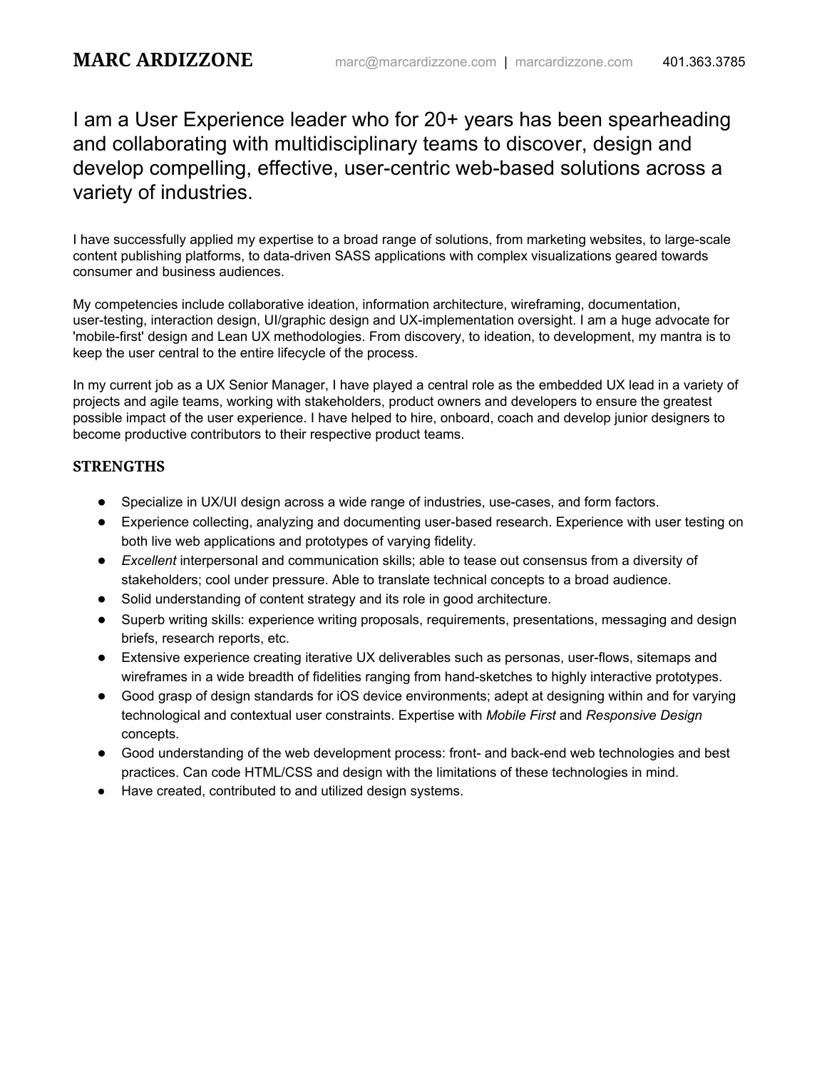# MARC ARDIZZONE

marc@marcardizzone.com | marcardizzone.com 401.363.3785

## I am a User Experience leader who for 20+ years has been spearheading and collaborating with multidisciplinary teams to discover, design and develop compelling, effective, user-centric web-based solutions across a variety of industries.

I have successfully applied my expertise to a broad range of solutions, from marketing websites, to large-scale content publishing platforms, to data-driven SASS applications with complex visualizations geared towards consumer and business audiences.

My competencies include collaborative ideation, information architecture, wireframing, documentation, user-testing, interaction design, UI/graphic design and UX-implementation oversight. I am a huge advocate for 'mobile-first' design and Lean UX methodologies. From discovery, to ideation, to development, my mantra is to keep the user central to the entire lifecycle of the process.

In my current job as a UX Senior Manager, I have played a central role as the embedded UX lead in a variety of projects and agile teams, working with stakeholders, product owners and developers to ensure the greatest possible impact of the user experience. I have helped to hire, onboard, coach and develop junior designers to become productive contributors to their respective product teams.

### STRENGTHS

- Specialize in UX/UI design across a wide range of industries, use-cases, and form factors.
- Experience collecting, analyzing and documenting user-based research. Experience with user testing on both live web applications and prototypes of varying fidelity.
- *Excellent* interpersonal and communication skills; able to tease out consensus from a diversity of stakeholders; cool under pressure. Able to translate technical concepts to a broad audience.
- Solid understanding of content strategy and its role in good architecture.
- Superb writing skills: experience writing proposals, requirements, presentations, messaging and design briefs, research reports, etc.
- Extensive experience creating iterative UX deliverables such as personas, user-flows, sitemaps and wireframes in a wide breadth of fidelities ranging from hand-sketches to highly interactive prototypes.
- Good grasp of design standards for iOS device environments; adept at designing within and for varying technological and contextual user constraints. Expertise with *Mobile First* and *Responsive Design* concepts.
- Good understanding of the web development process: front- and back-end web technologies and best practices. Can code HTML/CSS and design with the limitations of these technologies in mind.
- Have created, contributed to and utilized design systems.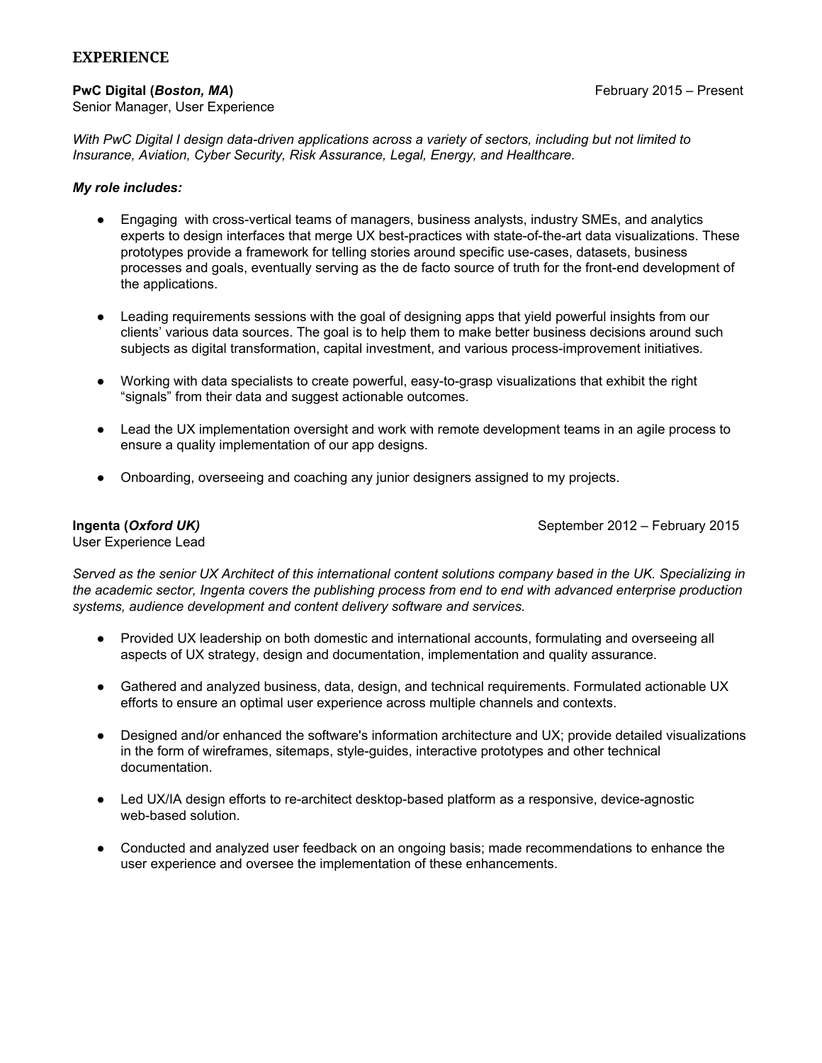## EXPERIENCE

**PwC Digital (*Boston, MA*)** February 2015 – Present
Senior Manager, User Experience

*With PwC Digital I design data-driven applications across a variety of sectors, including but not limited to Insurance, Aviation, Cyber Security, Risk Assurance, Legal, Energy, and Healthcare.*

***My role includes:***

- Engaging with cross-vertical teams of managers, business analysts, industry SMEs, and analytics experts to design interfaces that merge UX best-practices with state-of-the-art data visualizations. These prototypes provide a framework for telling stories around specific use-cases, datasets, business processes and goals, eventually serving as the de facto source of truth for the front-end development of the applications.

- Leading requirements sessions with the goal of designing apps that yield powerful insights from our clients' various data sources. The goal is to help them to make better business decisions around such subjects as digital transformation, capital investment, and various process-improvement initiatives.

- Working with data specialists to create powerful, easy-to-grasp visualizations that exhibit the right "signals" from their data and suggest actionable outcomes.

- Lead the UX implementation oversight and work with remote development teams in an agile process to ensure a quality implementation of our app designs.

- Onboarding, overseeing and coaching any junior designers assigned to my projects.

**Ingenta (*Oxford UK)*** September 2012 – February 2015
User Experience Lead

*Served as the senior UX Architect of this international content solutions company based in the UK. Specializing in the academic sector, Ingenta covers the publishing process from end to end with advanced enterprise production systems, audience development and content delivery software and services.*

- Provided UX leadership on both domestic and international accounts, formulating and overseeing all aspects of UX strategy, design and documentation, implementation and quality assurance.

- Gathered and analyzed business, data, design, and technical requirements. Formulated actionable UX efforts to ensure an optimal user experience across multiple channels and contexts.

- Designed and/or enhanced the software's information architecture and UX; provide detailed visualizations in the form of wireframes, sitemaps, style-guides, interactive prototypes and other technical documentation.

- Led UX/IA design efforts to re-architect desktop-based platform as a responsive, device-agnostic web-based solution.

- Conducted and analyzed user feedback on an ongoing basis; made recommendations to enhance the user experience and oversee the implementation of these enhancements.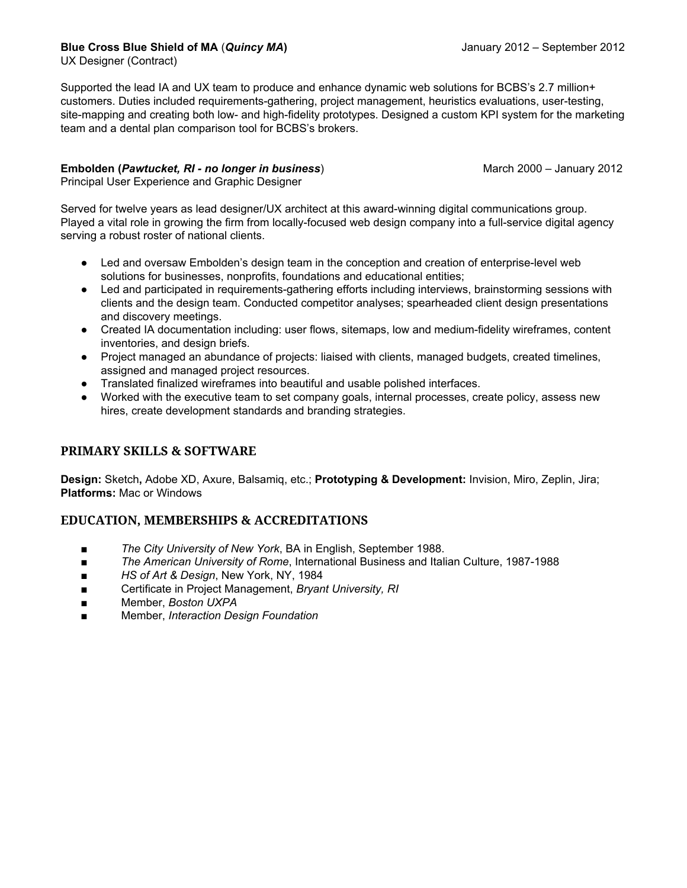**Blue Cross Blue Shield of MA** (***Quincy MA***) January 2012 – September 2012
UX Designer (Contract)

Supported the lead IA and UX team to produce and enhance dynamic web solutions for BCBS's 2.7 million+ customers. Duties included requirements-gathering, project management, heuristics evaluations, user-testing, site-mapping and creating both low- and high-fidelity prototypes. Designed a custom KPI system for the marketing team and a dental plan comparison tool for BCBS's brokers.

**Embolden (*Pawtucket, RI - no longer in business*)** March 2000 – January 2012
Principal User Experience and Graphic Designer

Served for twelve years as lead designer/UX architect at this award-winning digital communications group. Played a vital role in growing the firm from locally-focused web design company into a full-service digital agency serving a robust roster of national clients.

- Led and oversaw Embolden's design team in the conception and creation of enterprise-level web solutions for businesses, nonprofits, foundations and educational entities;
- Led and participated in requirements-gathering efforts including interviews, brainstorming sessions with clients and the design team. Conducted competitor analyses; spearheaded client design presentations and discovery meetings.
- Created IA documentation including: user flows, sitemaps, low and medium-fidelity wireframes, content inventories, and design briefs.
- Project managed an abundance of projects: liaised with clients, managed budgets, created timelines, assigned and managed project resources.
- Translated finalized wireframes into beautiful and usable polished interfaces.
- Worked with the executive team to set company goals, internal processes, create policy, assess new hires, create development standards and branding strategies.

## PRIMARY SKILLS & SOFTWARE

**Design:** Sketch**,** Adobe XD, Axure, Balsamiq, etc.; **Prototyping & Development:** Invision, Miro, Zeplin, Jira; **Platforms:** Mac or Windows

## EDUCATION, MEMBERSHIPS & ACCREDITATIONS

- *The City University of New York*, BA in English, September 1988.
- *The American University of Rome*, International Business and Italian Culture, 1987-1988
- *HS of Art & Design*, New York, NY, 1984
- Certificate in Project Management, *Bryant University, RI*
- Member, *Boston UXPA*
- Member, *Interaction Design Foundation*